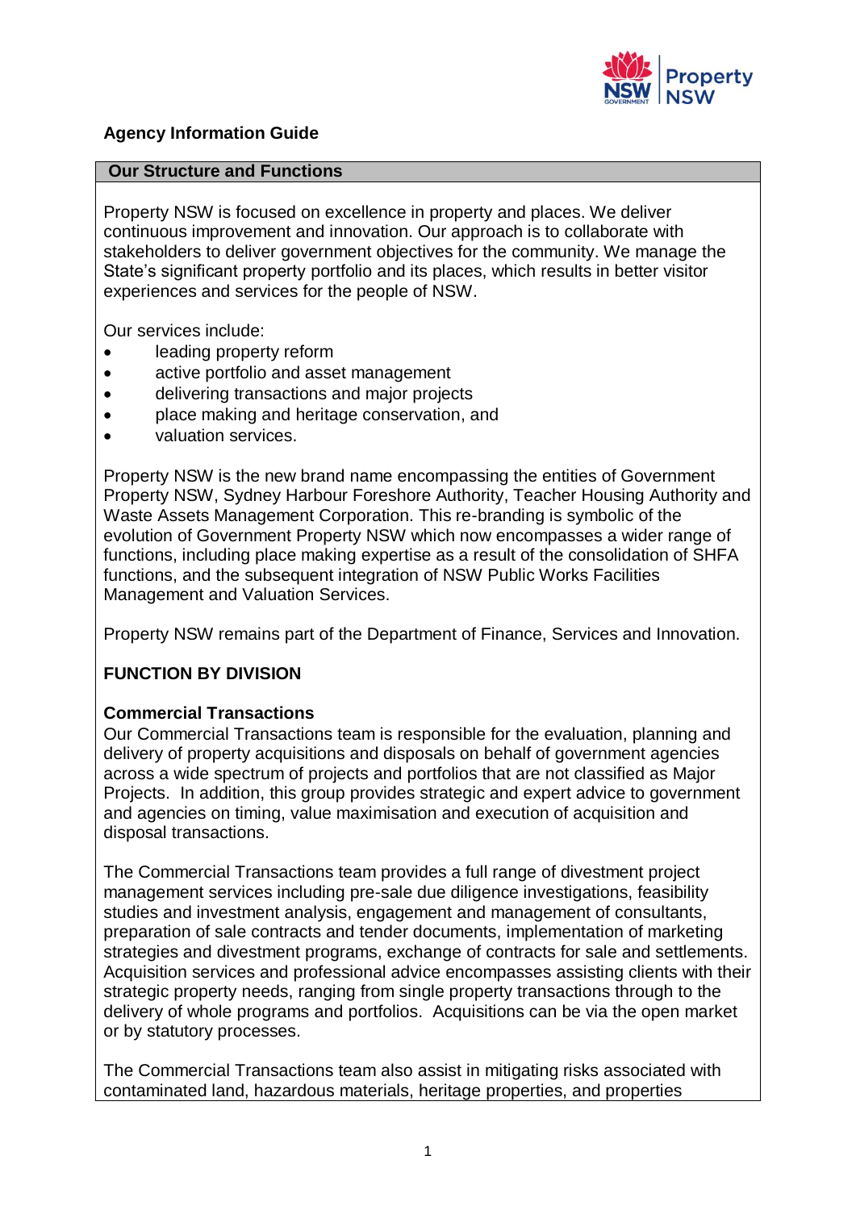# Agency Information Guide

## Our Structure and Functions

Property NSW is focused on excellence in property and places. We deliver continuous improvement and innovation. Our approach is to collaborate with stakeholders to deliver government objectives for the community. We manage the State's significant property portfolio and its places, which results in better visitor experiences and services for the people of NSW.

Our services include:

- leading property reform
- active portfolio and asset management
- delivering transactions and major projects
- place making and heritage conservation, and
- valuation services.

Property NSW is the new brand name encompassing the entities of Government Property NSW, Sydney Harbour Foreshore Authority, Teacher Housing Authority and Waste Assets Management Corporation. This re-branding is symbolic of the evolution of Government Property NSW which now encompasses a wider range of functions, including place making expertise as a result of the consolidation of SHFA functions, and the subsequent integration of NSW Public Works Facilities Management and Valuation Services.

Property NSW remains part of the Department of Finance, Services and Innovation.

### FUNCTION BY DIVISION

#### Commercial Transactions

Our Commercial Transactions team is responsible for the evaluation, planning and delivery of property acquisitions and disposals on behalf of government agencies across a wide spectrum of projects and portfolios that are not classified as Major Projects. In addition, this group provides strategic and expert advice to government and agencies on timing, value maximisation and execution of acquisition and disposal transactions.

The Commercial Transactions team provides a full range of divestment project management services including pre-sale due diligence investigations, feasibility studies and investment analysis, engagement and management of consultants, preparation of sale contracts and tender documents, implementation of marketing strategies and divestment programs, exchange of contracts for sale and settlements. Acquisition services and professional advice encompasses assisting clients with their strategic property needs, ranging from single property transactions through to the delivery of whole programs and portfolios. Acquisitions can be via the open market or by statutory processes.

The Commercial Transactions team also assist in mitigating risks associated with contaminated land, hazardous materials, heritage properties, and properties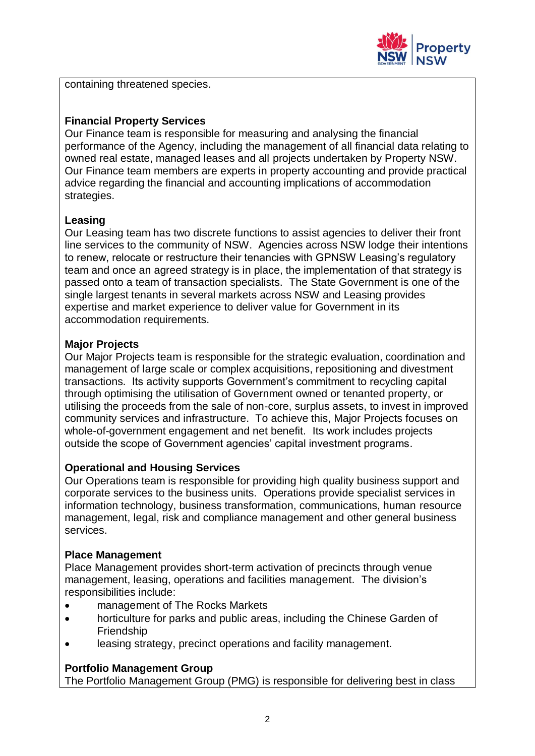containing threatened species.

**Financial Property Services**
Our Finance team is responsible for measuring and analysing the financial performance of the Agency, including the management of all financial data relating to owned real estate, managed leases and all projects undertaken by Property NSW. Our Finance team members are experts in property accounting and provide practical advice regarding the financial and accounting implications of accommodation strategies.

**Leasing**
Our Leasing team has two discrete functions to assist agencies to deliver their front line services to the community of NSW. Agencies across NSW lodge their intentions to renew, relocate or restructure their tenancies with GPNSW Leasing's regulatory team and once an agreed strategy is in place, the implementation of that strategy is passed onto a team of transaction specialists. The State Government is one of the single largest tenants in several markets across NSW and Leasing provides expertise and market experience to deliver value for Government in its accommodation requirements.

**Major Projects**
Our Major Projects team is responsible for the strategic evaluation, coordination and management of large scale or complex acquisitions, repositioning and divestment transactions. Its activity supports Government's commitment to recycling capital through optimising the utilisation of Government owned or tenanted property, or utilising the proceeds from the sale of non-core, surplus assets, to invest in improved community services and infrastructure. To achieve this, Major Projects focuses on whole-of-government engagement and net benefit. Its work includes projects outside the scope of Government agencies' capital investment programs.

**Operational and Housing Services**
Our Operations team is responsible for providing high quality business support and corporate services to the business units. Operations provide specialist services in information technology, business transformation, communications, human resource management, legal, risk and compliance management and other general business services.

**Place Management**
Place Management provides short-term activation of precincts through venue management, leasing, operations and facilities management. The division's responsibilities include:

- management of The Rocks Markets
- horticulture for parks and public areas, including the Chinese Garden of Friendship
- leasing strategy, precinct operations and facility management.

**Portfolio Management Group**
The Portfolio Management Group (PMG) is responsible for delivering best in class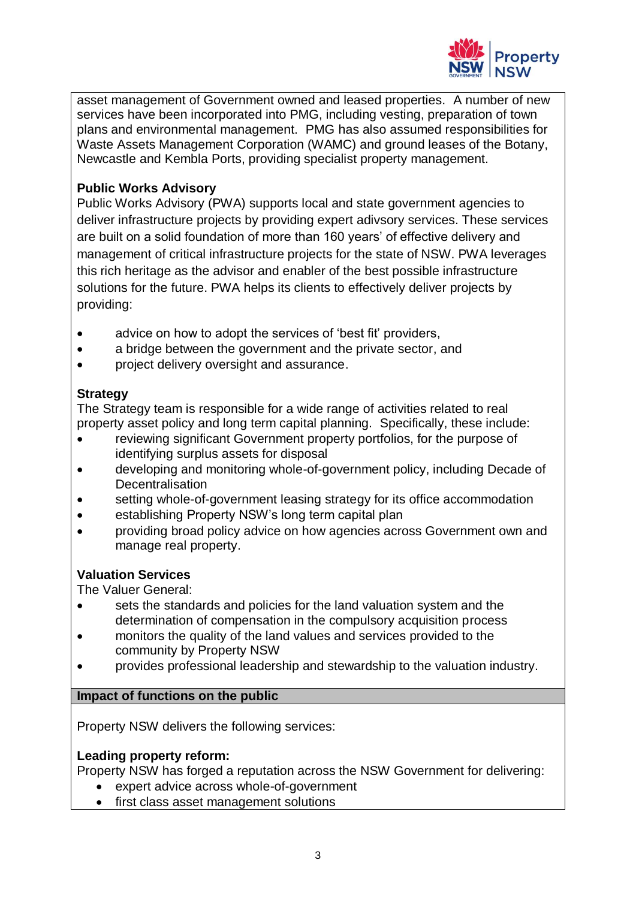asset management of Government owned and leased properties. A number of new services have been incorporated into PMG, including vesting, preparation of town plans and environmental management. PMG has also assumed responsibilities for Waste Assets Management Corporation (WAMC) and ground leases of the Botany, Newcastle and Kembla Ports, providing specialist property management.

**Public Works Advisory**

Public Works Advisory (PWA) supports local and state government agencies to deliver infrastructure projects by providing expert adivsory services. These services are built on a solid foundation of more than 160 years' of effective delivery and management of critical infrastructure projects for the state of NSW. PWA leverages this rich heritage as the advisor and enabler of the best possible infrastructure solutions for the future. PWA helps its clients to effectively deliver projects by providing:

- advice on how to adopt the services of 'best fit' providers,
- a bridge between the government and the private sector, and
- project delivery oversight and assurance.

**Strategy**

The Strategy team is responsible for a wide range of activities related to real property asset policy and long term capital planning. Specifically, these include:

- reviewing significant Government property portfolios, for the purpose of identifying surplus assets for disposal
- developing and monitoring whole-of-government policy, including Decade of Decentralisation
- setting whole-of-government leasing strategy for its office accommodation
- establishing Property NSW's long term capital plan
- providing broad policy advice on how agencies across Government own and manage real property.

**Valuation Services**

The Valuer General:

- sets the standards and policies for the land valuation system and the determination of compensation in the compulsory acquisition process
- monitors the quality of the land values and services provided to the community by Property NSW
- provides professional leadership and stewardship to the valuation industry.

**Impact of functions on the public**

Property NSW delivers the following services:

**Leading property reform:**

Property NSW has forged a reputation across the NSW Government for delivering:

- expert advice across whole-of-government
- first class asset management solutions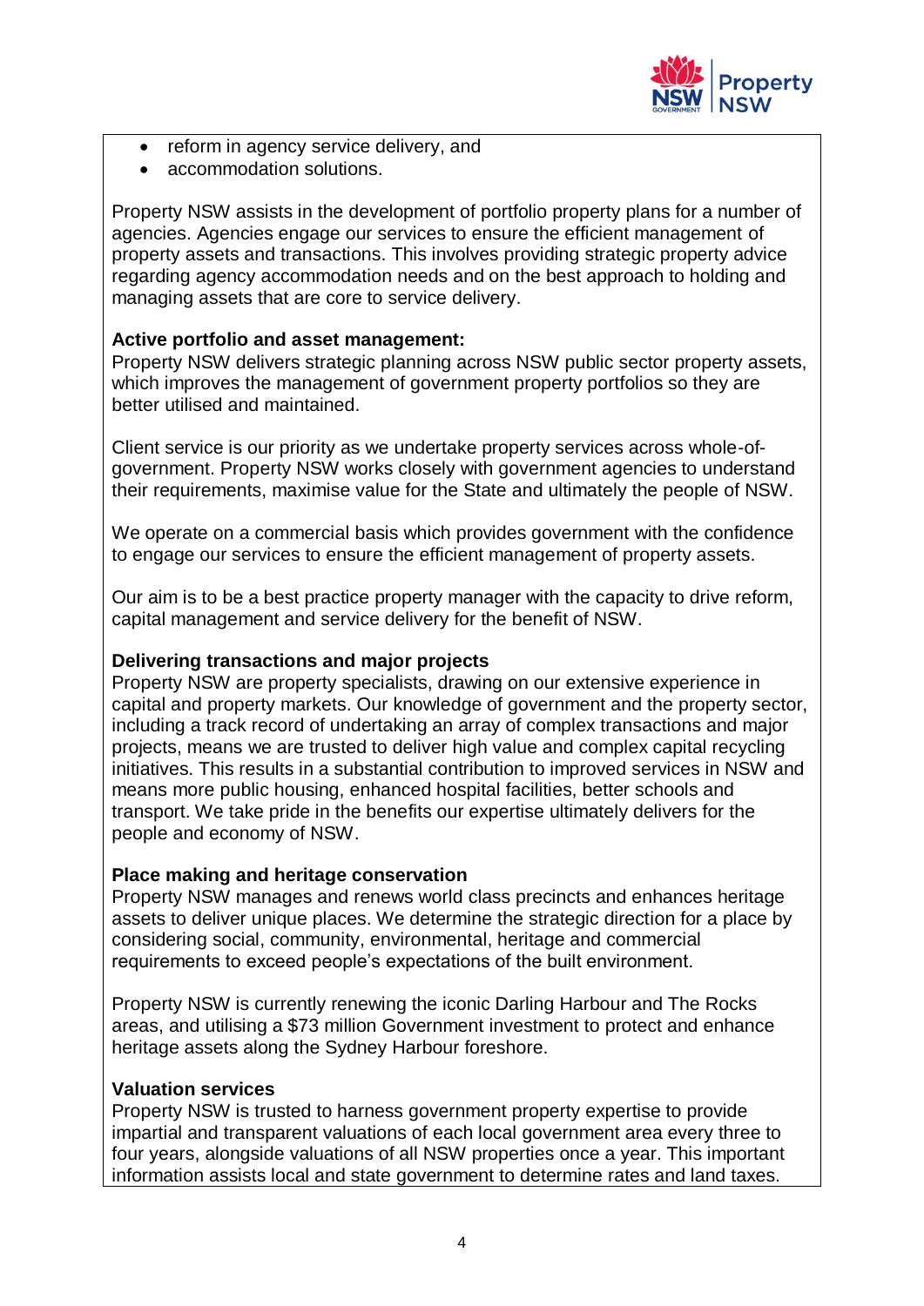- reform in agency service delivery, and
- accommodation solutions.

Property NSW assists in the development of portfolio property plans for a number of agencies. Agencies engage our services to ensure the efficient management of property assets and transactions. This involves providing strategic property advice regarding agency accommodation needs and on the best approach to holding and managing assets that are core to service delivery.

**Active portfolio and asset management:**
Property NSW delivers strategic planning across NSW public sector property assets, which improves the management of government property portfolios so they are better utilised and maintained.

Client service is our priority as we undertake property services across whole-of-government. Property NSW works closely with government agencies to understand their requirements, maximise value for the State and ultimately the people of NSW.

We operate on a commercial basis which provides government with the confidence to engage our services to ensure the efficient management of property assets.

Our aim is to be a best practice property manager with the capacity to drive reform, capital management and service delivery for the benefit of NSW.

**Delivering transactions and major projects**
Property NSW are property specialists, drawing on our extensive experience in capital and property markets. Our knowledge of government and the property sector, including a track record of undertaking an array of complex transactions and major projects, means we are trusted to deliver high value and complex capital recycling initiatives. This results in a substantial contribution to improved services in NSW and means more public housing, enhanced hospital facilities, better schools and transport. We take pride in the benefits our expertise ultimately delivers for the people and economy of NSW.

**Place making and heritage conservation**
Property NSW manages and renews world class precincts and enhances heritage assets to deliver unique places. We determine the strategic direction for a place by considering social, community, environmental, heritage and commercial requirements to exceed people's expectations of the built environment.

Property NSW is currently renewing the iconic Darling Harbour and The Rocks areas, and utilising a $73 million Government investment to protect and enhance heritage assets along the Sydney Harbour foreshore.

**Valuation services**
Property NSW is trusted to harness government property expertise to provide impartial and transparent valuations of each local government area every three to four years, alongside valuations of all NSW properties once a year. This important information assists local and state government to determine rates and land taxes.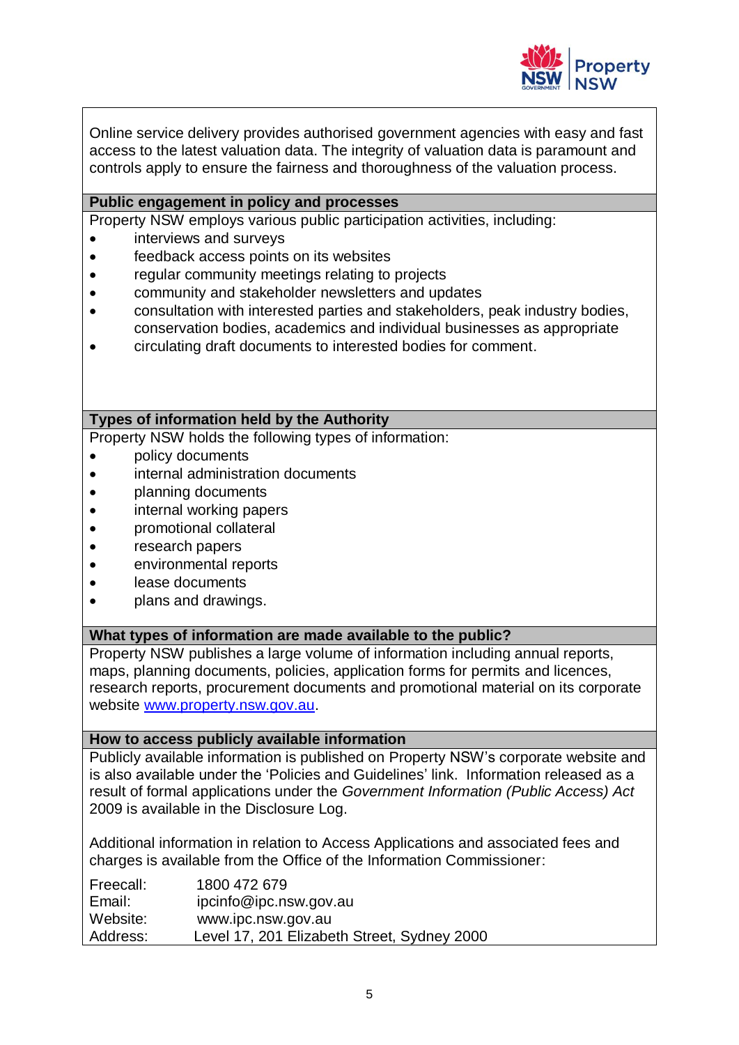Online service delivery provides authorised government agencies with easy and fast access to the latest valuation data. The integrity of valuation data is paramount and controls apply to ensure the fairness and thoroughness of the valuation process.

## Public engagement in policy and processes

Property NSW employs various public participation activities, including:

- interviews and surveys
- feedback access points on its websites
- regular community meetings relating to projects
- community and stakeholder newsletters and updates
- consultation with interested parties and stakeholders, peak industry bodies, conservation bodies, academics and individual businesses as appropriate
- circulating draft documents to interested bodies for comment.

## Types of information held by the Authority

Property NSW holds the following types of information:

- policy documents
- internal administration documents
- planning documents
- internal working papers
- promotional collateral
- research papers
- environmental reports
- lease documents
- plans and drawings.

## What types of information are made available to the public?

Property NSW publishes a large volume of information including annual reports, maps, planning documents, policies, application forms for permits and licences, research reports, procurement documents and promotional material on its corporate website [www.property.nsw.gov.au](http://www.property.nsw.gov.au).

## How to access publicly available information

Publicly available information is published on Property NSW's corporate website and is also available under the 'Policies and Guidelines' link. Information released as a result of formal applications under the *Government Information (Public Access) Act* 2009 is available in the Disclosure Log.

Additional information in relation to Access Applications and associated fees and charges is available from the Office of the Information Commissioner:

Freecall: 1800 472 679
Email: ipcinfo@ipc.nsw.gov.au
Website: www.ipc.nsw.gov.au
Address: Level 17, 201 Elizabeth Street, Sydney 2000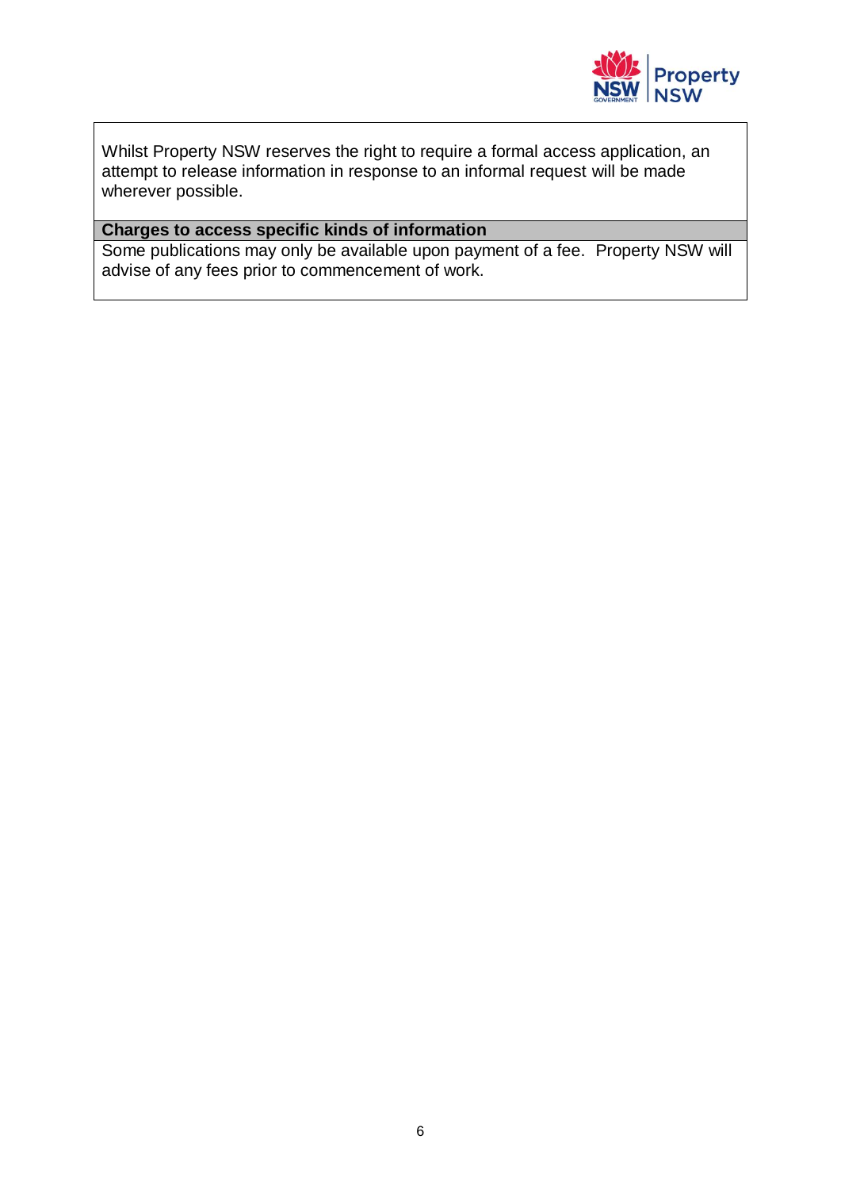Whilst Property NSW reserves the right to require a formal access application, an attempt to release information in response to an informal request will be made wherever possible.

**Charges to access specific kinds of information**

Some publications may only be available upon payment of a fee. Property NSW will advise of any fees prior to commencement of work.